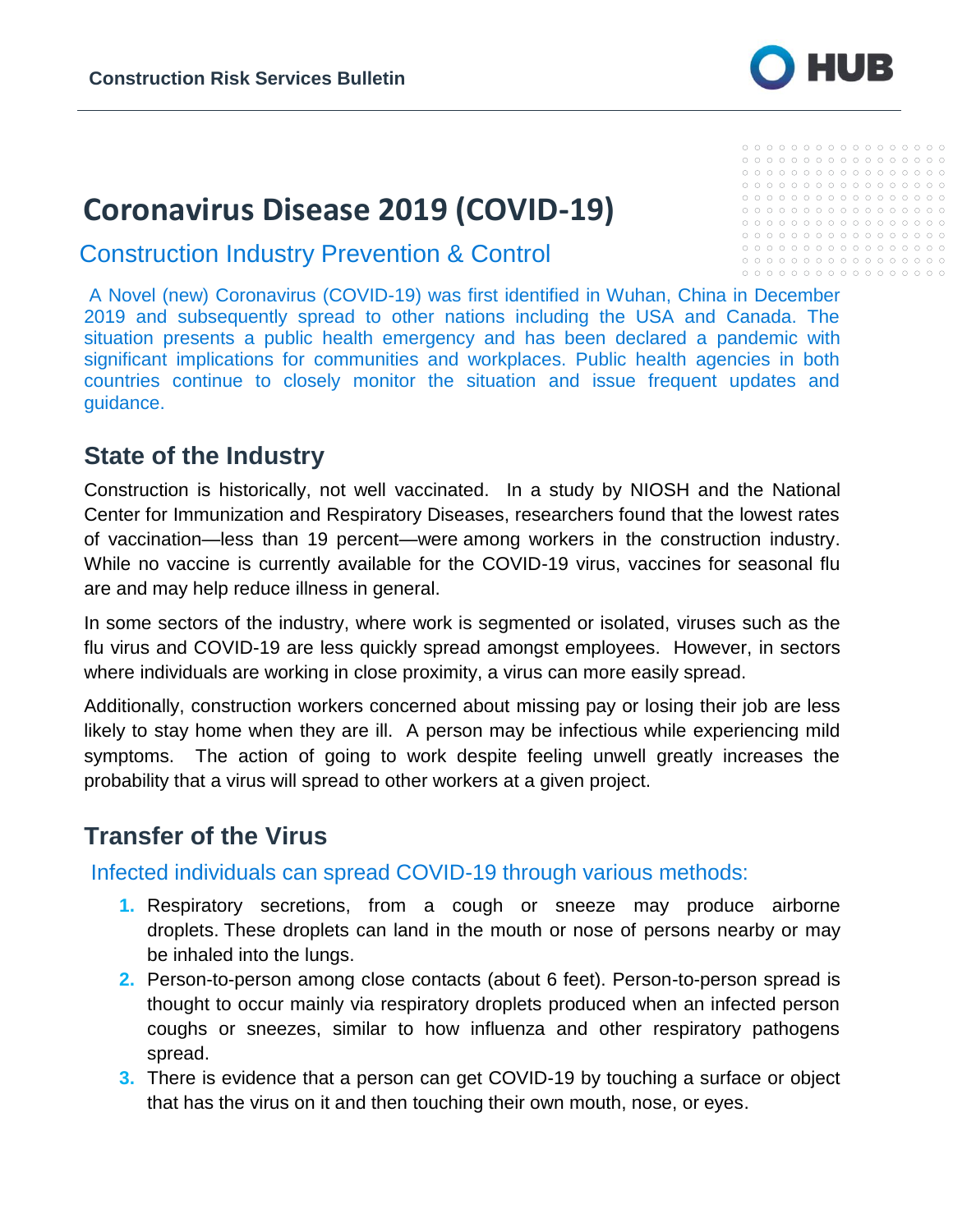# Coronavirus Disease 2019 (COVID-19)

## Construction Industry Prevention & Control

A Novel (new) Coronavirus (COVID-19) was first identified in Wuhan, China in December 2019 and subsequently spread to other nations including the USA and Canada. The situation presents a public health emergency and has been declared a pandemic with significant implications for communities and workplaces. Public health agencies in both countries continue to closely monitor the situation and issue frequent updates and guidance.

## State of the Industry

Construction is historically, not well vaccinated. In a study by NIOSH and the National Center for Immunization and Respiratory Diseases, researchers found that the lowest rates of vaccination—less than 19 percent—were among workers in the construction industry. While no vaccine is currently available for the COVID-19 virus, vaccines for seasonal flu are and may help reduce illness in general.

In some sectors of the industry, where work is segmented or isolated, viruses such as the flu virus and COVID-19 are less quickly spread amongst employees. However, in sectors where individuals are working in close proximity, a virus can more easily spread.

Additionally, construction workers concerned about missing pay or losing their job are less likely to stay home when they are ill. A person may be infectious while experiencing mild symptoms. The action of going to work despite feeling unwell greatly increases the probability that a virus will spread to other workers at a given project.

## Transfer of the Virus

### Infected individuals can spread COVID-19 through various methods:

1. Respiratory secretions, from a cough or sneeze may produce airborne droplets. These droplets can land in the mouth or nose of persons nearby or may be inhaled into the lungs.
2. Person-to-person among close contacts (about 6 feet). Person-to-person spread is thought to occur mainly via respiratory droplets produced when an infected person coughs or sneezes, similar to how influenza and other respiratory pathogens spread.
3. There is evidence that a person can get COVID-19 by touching a surface or object that has the virus on it and then touching their own mouth, nose, or eyes.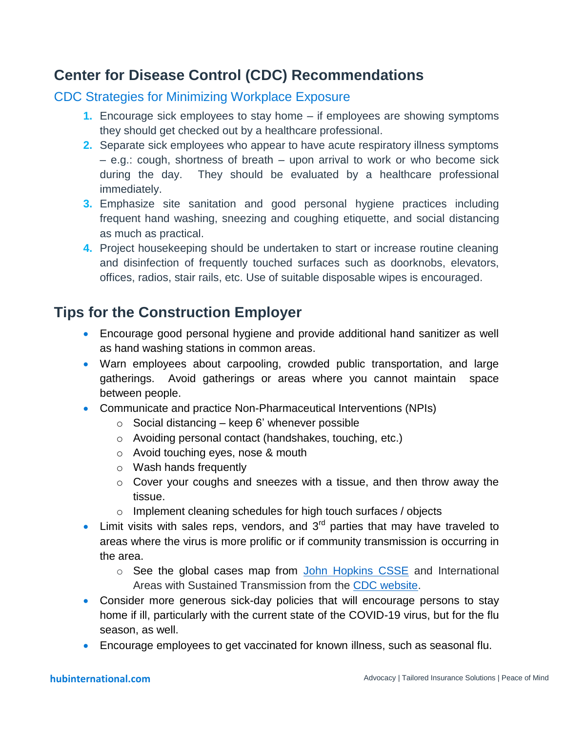## Center for Disease Control (CDC) Recommendations

### CDC Strategies for Minimizing Workplace Exposure

1. Encourage sick employees to stay home – if employees are showing symptoms they should get checked out by a healthcare professional.
2. Separate sick employees who appear to have acute respiratory illness symptoms – e.g.: cough, shortness of breath – upon arrival to work or who become sick during the day. They should be evaluated by a healthcare professional immediately.
3. Emphasize site sanitation and good personal hygiene practices including frequent hand washing, sneezing and coughing etiquette, and social distancing as much as practical.
4. Project housekeeping should be undertaken to start or increase routine cleaning and disinfection of frequently touched surfaces such as doorknobs, elevators, offices, radios, stair rails, etc. Use of suitable disposable wipes is encouraged.

## Tips for the Construction Employer

- Encourage good personal hygiene and provide additional hand sanitizer as well as hand washing stations in common areas.
- Warn employees about carpooling, crowded public transportation, and large gatherings. Avoid gatherings or areas where you cannot maintain space between people.
- Communicate and practice Non-Pharmaceutical Interventions (NPIs)
  - Social distancing – keep 6' whenever possible
  - Avoiding personal contact (handshakes, touching, etc.)
  - Avoid touching eyes, nose & mouth
  - Wash hands frequently
  - Cover your coughs and sneezes with a tissue, and then throw away the tissue.
  - Implement cleaning schedules for high touch surfaces / objects
- Limit visits with sales reps, vendors, and 3rd parties that may have traveled to areas where the virus is more prolific or if community transmission is occurring in the area.
  - See the global cases map from John Hopkins CSSE and International Areas with Sustained Transmission from the CDC website.
- Consider more generous sick-day policies that will encourage persons to stay home if ill, particularly with the current state of the COVID-19 virus, but for the flu season, as well.
- Encourage employees to get vaccinated for known illness, such as seasonal flu.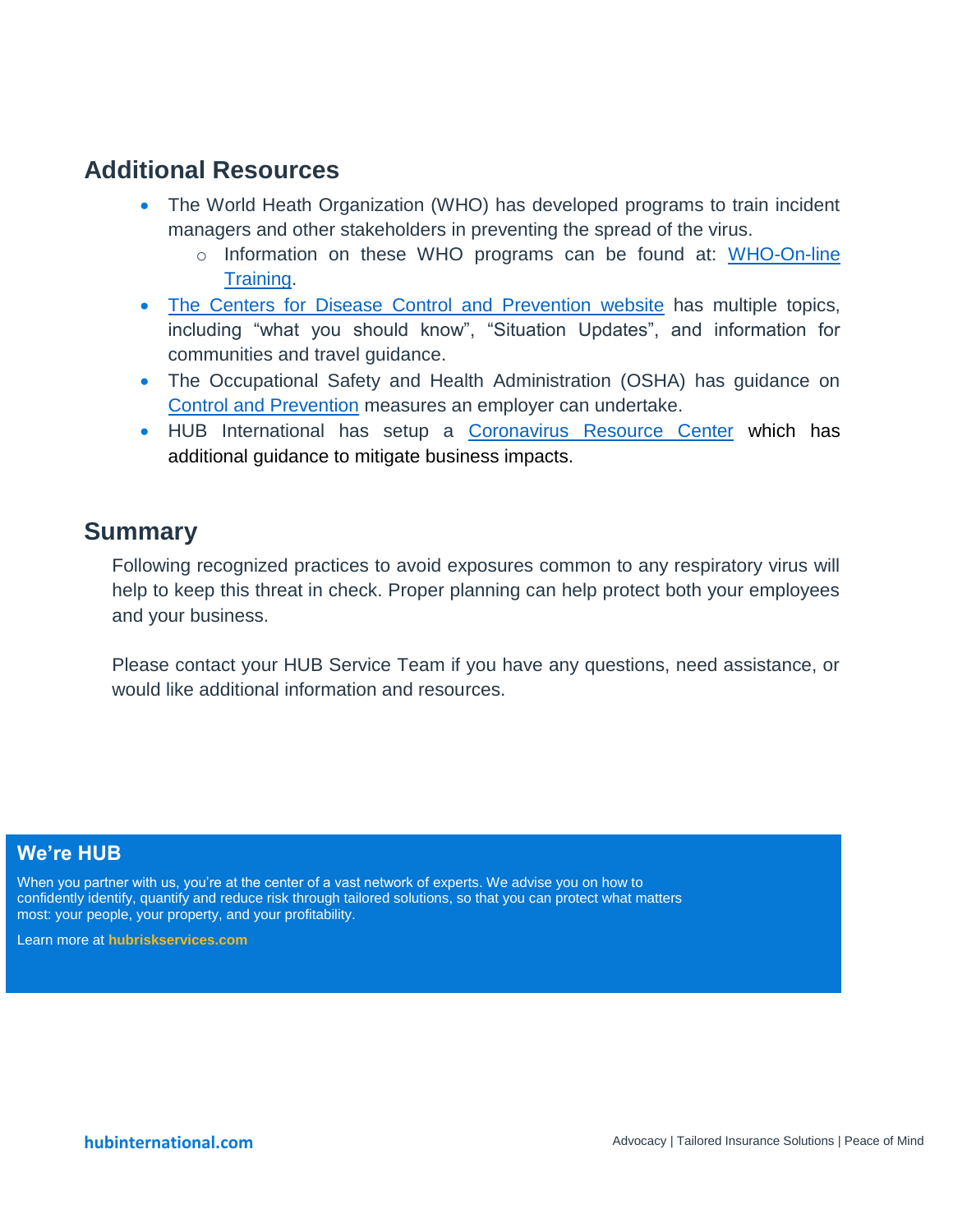## Additional Resources

- The World Heath Organization (WHO) has developed programs to train incident managers and other stakeholders in preventing the spread of the virus.
  - Information on these WHO programs can be found at: WHO-On-line Training.
- The Centers for Disease Control and Prevention website has multiple topics, including "what you should know", "Situation Updates", and information for communities and travel guidance.
- The Occupational Safety and Health Administration (OSHA) has guidance on Control and Prevention measures an employer can undertake.
- HUB International has setup a Coronavirus Resource Center which has additional guidance to mitigate business impacts.

## Summary

Following recognized practices to avoid exposures common to any respiratory virus will help to keep this threat in check. Proper planning can help protect both your employees and your business.

Please contact your HUB Service Team if you have any questions, need assistance, or would like additional information and resources.

### We're HUB

When you partner with us, you're at the center of a vast network of experts. We advise you on how to confidently identify, quantify and reduce risk through tailored solutions, so that you can protect what matters most: your people, your property, and your profitability.

Learn more at **hubriskservices.com**

**hubinternational.com**

Advocacy | Tailored Insurance Solutions | Peace of Mind